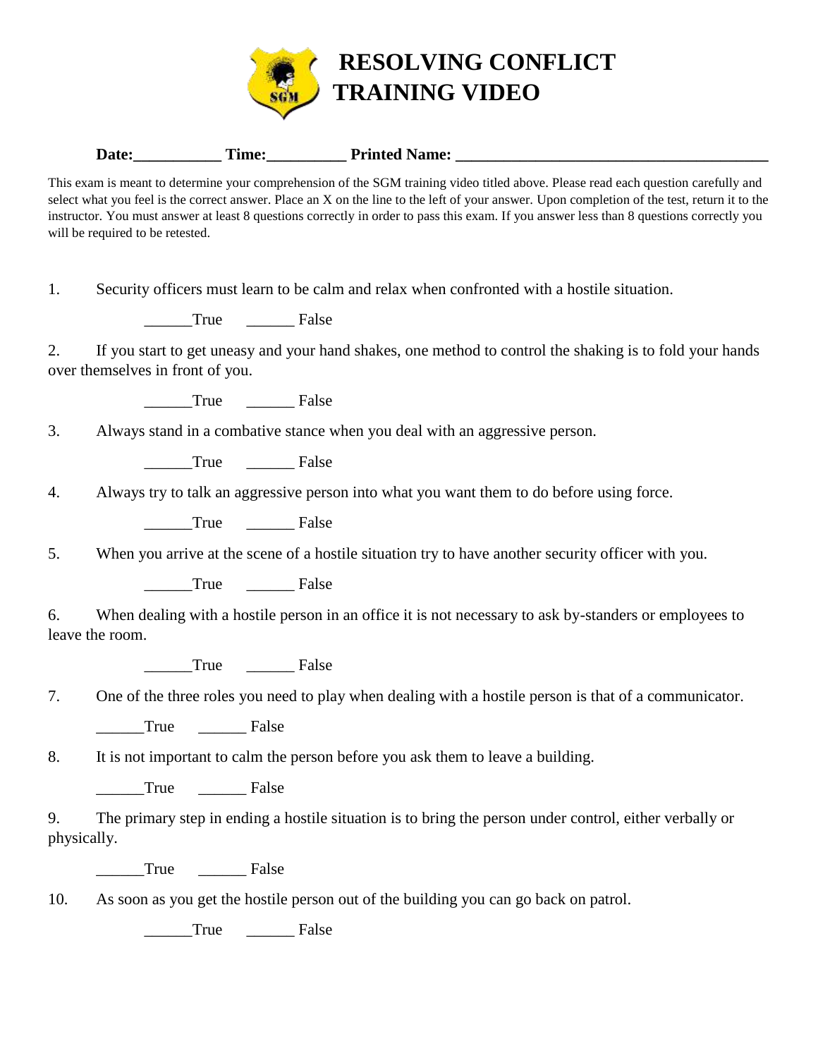# RESOLVING CONFLICT TRAINING VIDEO

**Date:___________ Time:__________ Printed Name: _______________________________________**

This exam is meant to determine your comprehension of the SGM training video titled above. Please read each question carefully and select what you feel is the correct answer. Place an X on the line to the left of your answer. Upon completion of the test, return it to the instructor. You must answer at least 8 questions correctly in order to pass this exam. If you answer less than 8 questions correctly you will be required to be retested.

1. Security officers must learn to be calm and relax when confronted with a hostile situation.

   ______True ______ False

2. If you start to get uneasy and your hand shakes, one method to control the shaking is to fold your hands over themselves in front of you.

   ______True ______ False

3. Always stand in a combative stance when you deal with an aggressive person.

   ______True ______ False

4. Always try to talk an aggressive person into what you want them to do before using force.

   ______True ______ False

5. When you arrive at the scene of a hostile situation try to have another security officer with you.

   ______True ______ False

6. When dealing with a hostile person in an office it is not necessary to ask by-standers or employees to leave the room.

   ______True ______ False

7. One of the three roles you need to play when dealing with a hostile person is that of a communicator.

   ______True ______ False

8. It is not important to calm the person before you ask them to leave a building.

   ______True ______ False

9. The primary step in ending a hostile situation is to bring the person under control, either verbally or physically.

   ______True ______ False

10. As soon as you get the hostile person out of the building you can go back on patrol.

    ______True ______ False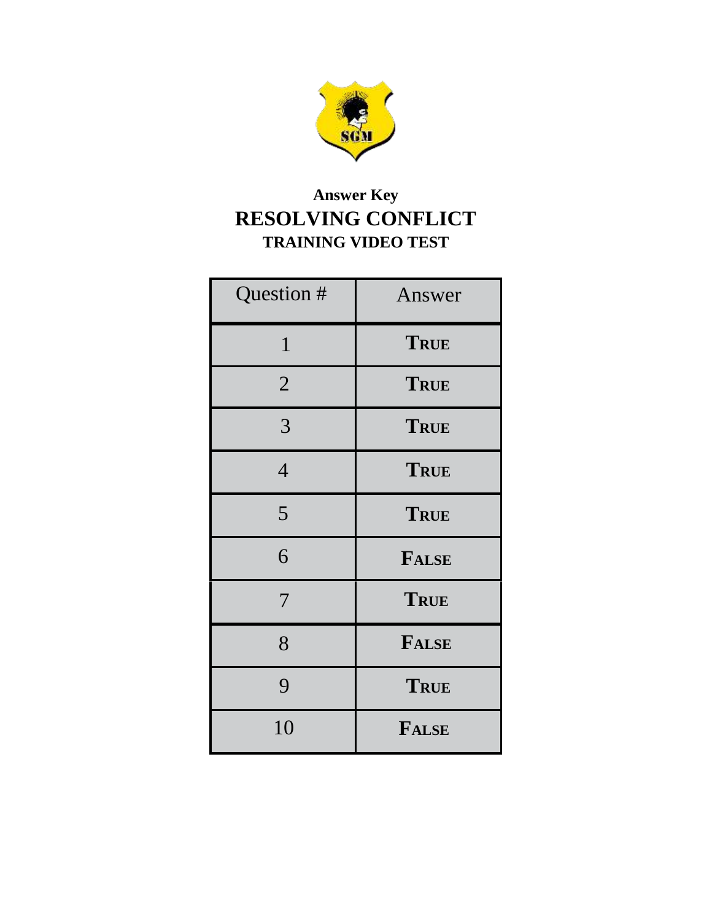**Answer Key**

# RESOLVING CONFLICT

**TRAINING VIDEO TEST**

| Question # | Answer |
|---|---|
| 1 | **TRUE** |
| 2 | **TRUE** |
| 3 | **TRUE** |
| 4 | **TRUE** |
| 5 | **TRUE** |
| 6 | **FALSE** |
| 7 | **TRUE** |
| 8 | **FALSE** |
| 9 | **TRUE** |
| 10 | **FALSE** |